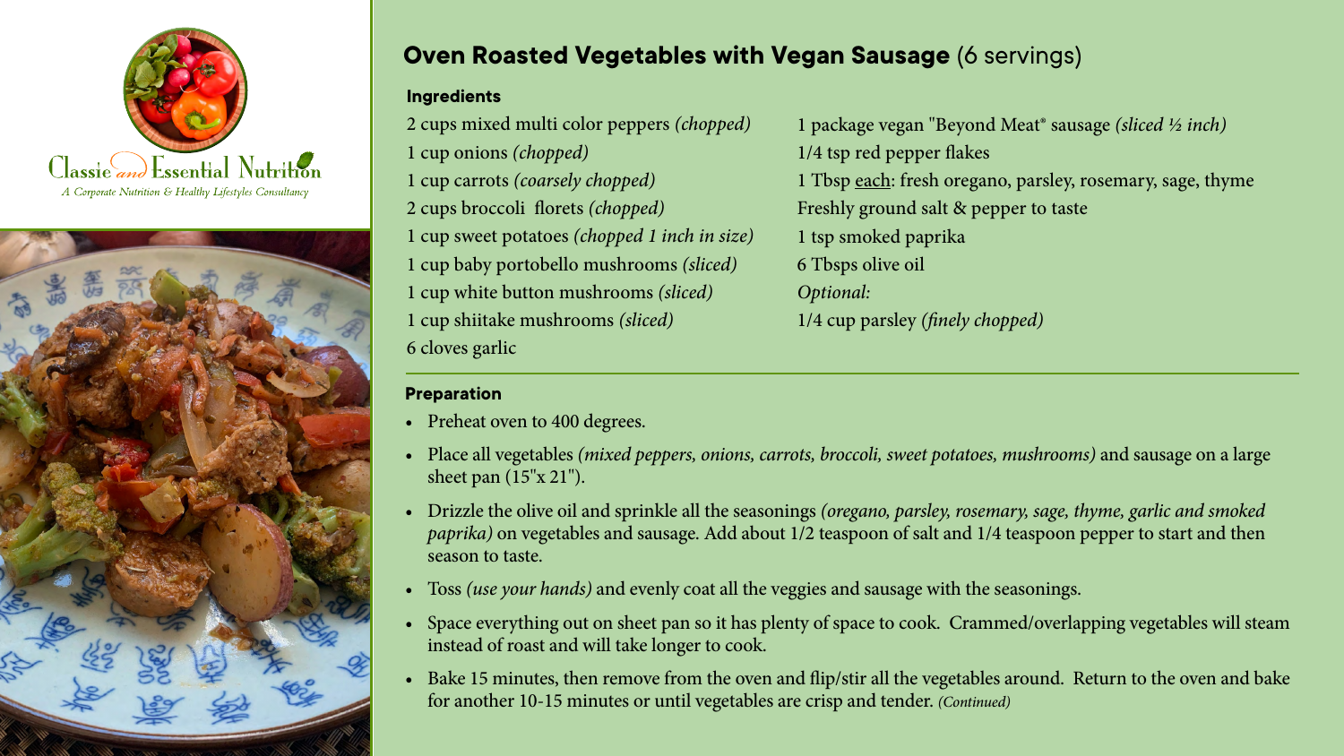Classic and Essential Nutrition

*A Corporate Nutrition & Healthy Lifestyles Consultancy*

## **Oven Roasted Vegetables with Vegan Sausage** (6 servings)

### Ingredients

- 2 cups mixed multi color peppers *(chopped)*
- 1 cup onions *(chopped)*
- 1 cup carrots *(coarsely chopped)*
- 2 cups broccoli florets *(chopped)*
- 1 cup sweet potatoes *(chopped 1 inch in size)*
- 1 cup baby portobello mushrooms *(sliced)*
- 1 cup white button mushrooms *(sliced)*
- 1 cup shiitake mushrooms *(sliced)*
- 6 cloves garlic
- 1 package vegan "Beyond Meat® sausage *(sliced ½ inch)*
- 1/4 tsp red pepper flakes
- 1 Tbsp each: fresh oregano, parsley, rosemary, sage, thyme
- Freshly ground salt & pepper to taste
- 1 tsp smoked paprika
- 6 Tbsps olive oil

*Optional:*

- 1/4 cup parsley *(finely chopped)*

### Preparation

- Preheat oven to 400 degrees.
- Place all vegetables *(mixed peppers, onions, carrots, broccoli, sweet potatoes, mushrooms)* and sausage on a large sheet pan (15"x 21").
- Drizzle the olive oil and sprinkle all the seasonings *(oregano, parsley, rosemary, sage, thyme, garlic and smoked paprika)* on vegetables and sausage. Add about 1/2 teaspoon of salt and 1/4 teaspoon pepper to start and then season to taste.
- Toss *(use your hands)* and evenly coat all the veggies and sausage with the seasonings.
- Space everything out on sheet pan so it has plenty of space to cook. Crammed/overlapping vegetables will steam instead of roast and will take longer to cook.
- Bake 15 minutes, then remove from the oven and flip/stir all the vegetables around. Return to the oven and bake for another 10-15 minutes or until vegetables are crisp and tender. *(Continued)*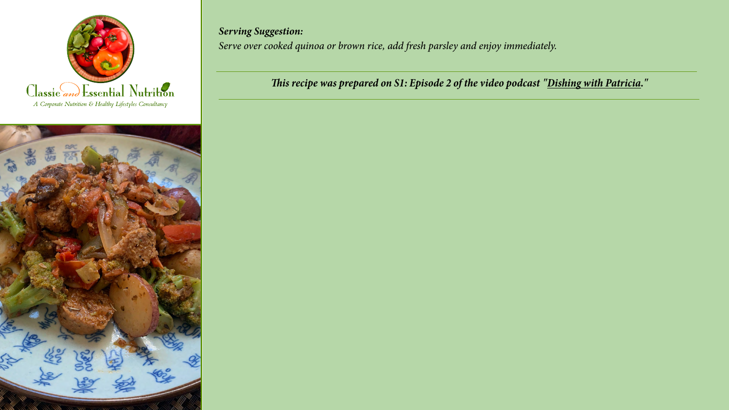***Serving Suggestion:***

*Serve over cooked quinoa or brown rice, add fresh parsley and enjoy immediately.*

---

***This recipe was prepared on S1: Episode 2 of the video podcast "Dishing with Patricia."***

---